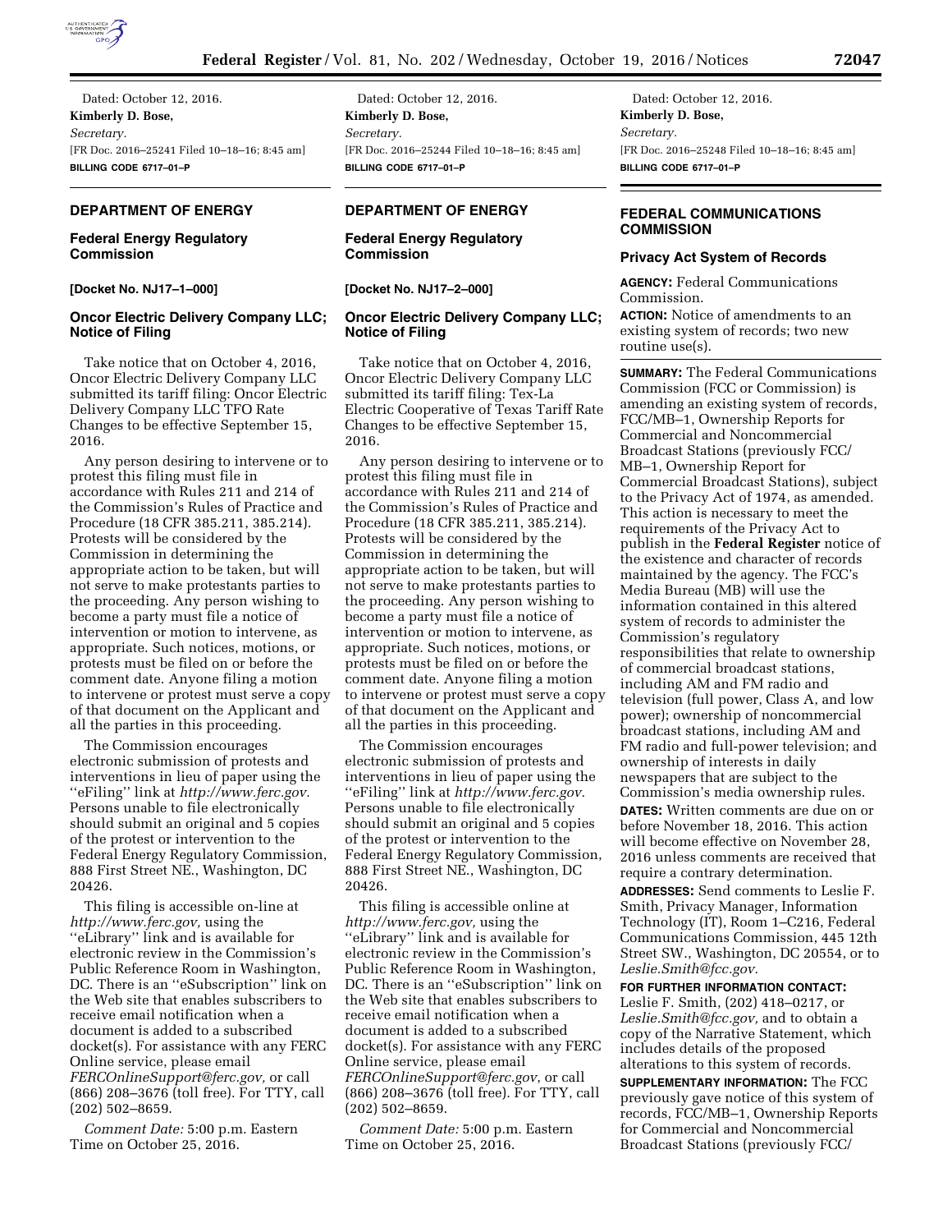Dated: October 12, 2016.

**Kimberly D. Bose,**

*Secretary.*

[FR Doc. 2016–25241 Filed 10–18–16; 8:45 am]

**BILLING CODE 6717–01–P**

## DEPARTMENT OF ENERGY

### Federal Energy Regulatory Commission

**[Docket No. NJ17–1–000]**

### Oncor Electric Delivery Company LLC; Notice of Filing

Take notice that on October 4, 2016, Oncor Electric Delivery Company LLC submitted its tariff filing: Oncor Electric Delivery Company LLC TFO Rate Changes to be effective September 15, 2016.

Any person desiring to intervene or to protest this filing must file in accordance with Rules 211 and 214 of the Commission's Rules of Practice and Procedure (18 CFR 385.211, 385.214). Protests will be considered by the Commission in determining the appropriate action to be taken, but will not serve to make protestants parties to the proceeding. Any person wishing to become a party must file a notice of intervention or motion to intervene, as appropriate. Such notices, motions, or protests must be filed on or before the comment date. Anyone filing a motion to intervene or protest must serve a copy of that document on the Applicant and all the parties in this proceeding.

The Commission encourages electronic submission of protests and interventions in lieu of paper using the ''eFiling'' link at *http://www.ferc.gov.* Persons unable to file electronically should submit an original and 5 copies of the protest or intervention to the Federal Energy Regulatory Commission, 888 First Street NE., Washington, DC 20426.

This filing is accessible on-line at *http://www.ferc.gov,* using the ''eLibrary'' link and is available for electronic review in the Commission's Public Reference Room in Washington, DC. There is an ''eSubscription'' link on the Web site that enables subscribers to receive email notification when a document is added to a subscribed docket(s). For assistance with any FERC Online service, please email *FERCOnlineSupport@ferc.gov,* or call (866) 208–3676 (toll free). For TTY, call (202) 502–8659.

*Comment Date:* 5:00 p.m. Eastern Time on October 25, 2016.

Dated: October 12, 2016.

**Kimberly D. Bose,**

*Secretary.*

[FR Doc. 2016–25244 Filed 10–18–16; 8:45 am]

**BILLING CODE 6717–01–P**

## DEPARTMENT OF ENERGY

### Federal Energy Regulatory Commission

**[Docket No. NJ17–2–000]**

### Oncor Electric Delivery Company LLC; Notice of Filing

Take notice that on October 4, 2016, Oncor Electric Delivery Company LLC submitted its tariff filing: Tex-La Electric Cooperative of Texas Tariff Rate Changes to be effective September 15, 2016.

Any person desiring to intervene or to protest this filing must file in accordance with Rules 211 and 214 of the Commission's Rules of Practice and Procedure (18 CFR 385.211, 385.214). Protests will be considered by the Commission in determining the appropriate action to be taken, but will not serve to make protestants parties to the proceeding. Any person wishing to become a party must file a notice of intervention or motion to intervene, as appropriate. Such notices, motions, or protests must be filed on or before the comment date. Anyone filing a motion to intervene or protest must serve a copy of that document on the Applicant and all the parties in this proceeding.

The Commission encourages electronic submission of protests and interventions in lieu of paper using the ''eFiling'' link at *http://www.ferc.gov.* Persons unable to file electronically should submit an original and 5 copies of the protest or intervention to the Federal Energy Regulatory Commission, 888 First Street NE., Washington, DC 20426.

This filing is accessible online at *http://www.ferc.gov,* using the ''eLibrary'' link and is available for electronic review in the Commission's Public Reference Room in Washington, DC. There is an ''eSubscription'' link on the Web site that enables subscribers to receive email notification when a document is added to a subscribed docket(s). For assistance with any FERC Online service, please email *FERCOnlineSupport@ferc.gov*, or call (866) 208–3676 (toll free). For TTY, call (202) 502–8659.

*Comment Date:* 5:00 p.m. Eastern Time on October 25, 2016.

Dated: October 12, 2016.

**Kimberly D. Bose,**

*Secretary.*

[FR Doc. 2016–25248 Filed 10–18–16; 8:45 am]

**BILLING CODE 6717–01–P**

## FEDERAL COMMUNICATIONS COMMISSION

### Privacy Act System of Records

**AGENCY:** Federal Communications Commission.

**ACTION:** Notice of amendments to an existing system of records; two new routine use(s).

**SUMMARY:** The Federal Communications Commission (FCC or Commission) is amending an existing system of records, FCC/MB–1, Ownership Reports for Commercial and Noncommercial Broadcast Stations (previously FCC/MB–1, Ownership Report for Commercial Broadcast Stations), subject to the Privacy Act of 1974, as amended. This action is necessary to meet the requirements of the Privacy Act to publish in the **Federal Register** notice of the existence and character of records maintained by the agency. The FCC's Media Bureau (MB) will use the information contained in this altered system of records to administer the Commission's regulatory responsibilities that relate to ownership of commercial broadcast stations, including AM and FM radio and television (full power, Class A, and low power); ownership of noncommercial broadcast stations, including AM and FM radio and full-power television; and ownership of interests in daily newspapers that are subject to the Commission's media ownership rules.

**DATES:** Written comments are due on or before November 18, 2016. This action will become effective on November 28, 2016 unless comments are received that require a contrary determination.

**ADDRESSES:** Send comments to Leslie F. Smith, Privacy Manager, Information Technology (IT), Room 1–C216, Federal Communications Commission, 445 12th Street SW., Washington, DC 20554, or to *Leslie.Smith@fcc.gov.*

**FOR FURTHER INFORMATION CONTACT:** Leslie F. Smith, (202) 418–0217, or *Leslie.Smith@fcc.gov,* and to obtain a copy of the Narrative Statement, which includes details of the proposed alterations to this system of records.

**SUPPLEMENTARY INFORMATION:** The FCC previously gave notice of this system of records, FCC/MB–1, Ownership Reports for Commercial and Noncommercial Broadcast Stations (previously FCC/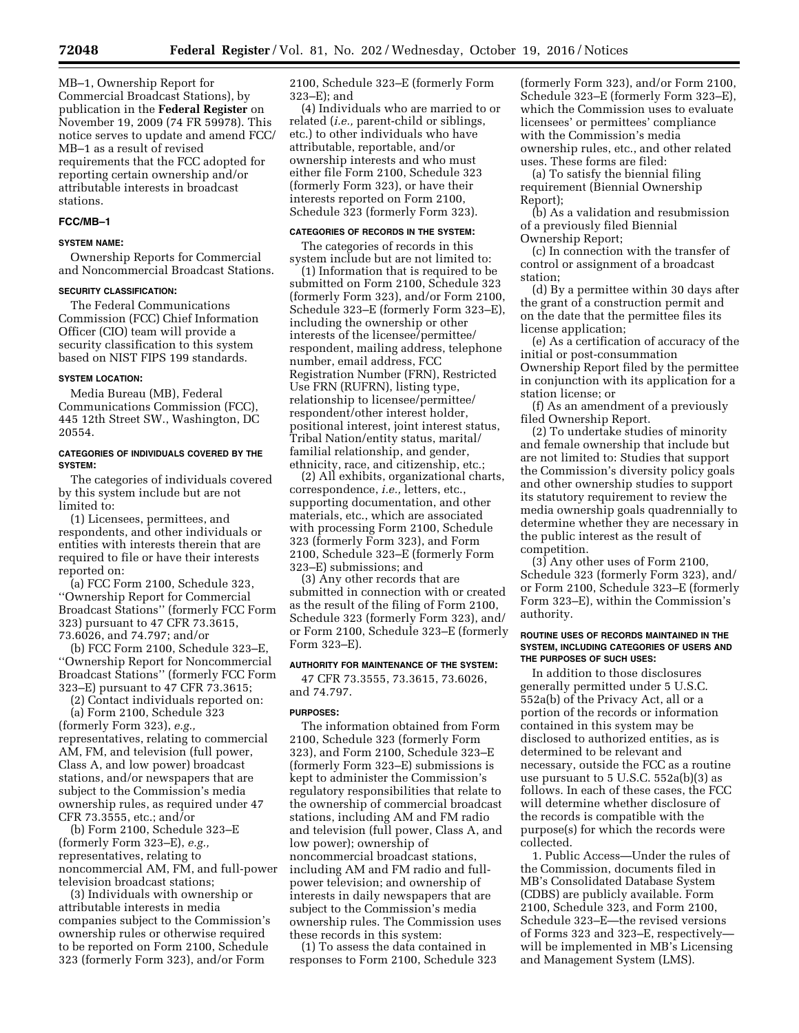MB–1, Ownership Report for Commercial Broadcast Stations), by publication in the **Federal Register** on November 19, 2009 (74 FR 59978). This notice serves to update and amend FCC/MB–1 as a result of revised requirements that the FCC adopted for reporting certain ownership and/or attributable interests in broadcast stations.

## FCC/MB–1

### SYSTEM NAME:

Ownership Reports for Commercial and Noncommercial Broadcast Stations.

### SECURITY CLASSIFICATION:

The Federal Communications Commission (FCC) Chief Information Officer (CIO) team will provide a security classification to this system based on NIST FIPS 199 standards.

### SYSTEM LOCATION:

Media Bureau (MB), Federal Communications Commission (FCC), 445 12th Street SW., Washington, DC 20554.

### CATEGORIES OF INDIVIDUALS COVERED BY THE SYSTEM:

The categories of individuals covered by this system include but are not limited to:

(1) Licensees, permittees, and respondents, and other individuals or entities with interests therein that are required to file or have their interests reported on:

(a) FCC Form 2100, Schedule 323, ''Ownership Report for Commercial Broadcast Stations'' (formerly FCC Form 323) pursuant to 47 CFR 73.3615, 73.6026, and 74.797; and/or

(b) FCC Form 2100, Schedule 323–E, ''Ownership Report for Noncommercial Broadcast Stations'' (formerly FCC Form 323–E) pursuant to 47 CFR 73.3615;

(2) Contact individuals reported on:

(a) Form 2100, Schedule 323 (formerly Form 323), *e.g.,* representatives, relating to commercial AM, FM, and television (full power, Class A, and low power) broadcast stations, and/or newspapers that are subject to the Commission's media ownership rules, as required under 47 CFR 73.3555, etc.; and/or

(b) Form 2100, Schedule 323–E (formerly Form 323–E), *e.g.,* representatives, relating to noncommercial AM, FM, and full-power television broadcast stations;

(3) Individuals with ownership or attributable interests in media companies subject to the Commission's ownership rules or otherwise required to be reported on Form 2100, Schedule 323 (formerly Form 323), and/or Form 2100, Schedule 323–E (formerly Form 323–E); and

(4) Individuals who are married to or related (*i.e.,* parent-child or siblings, etc.) to other individuals who have attributable, reportable, and/or ownership interests and who must either file Form 2100, Schedule 323 (formerly Form 323), or have their interests reported on Form 2100, Schedule 323 (formerly Form 323).

### CATEGORIES OF RECORDS IN THE SYSTEM:

The categories of records in this system include but are not limited to:

(1) Information that is required to be submitted on Form 2100, Schedule 323 (formerly Form 323), and/or Form 2100, Schedule 323–E (formerly Form 323–E), including the ownership or other interests of the licensee/permittee/respondent, mailing address, telephone number, email address, FCC Registration Number (FRN), Restricted Use FRN (RUFRN), listing type, relationship to licensee/permittee/respondent/other interest holder, positional interest, joint interest status, Tribal Nation/entity status, marital/familial relationship, and gender, ethnicity, race, and citizenship, etc.;

(2) All exhibits, organizational charts, correspondence, *i.e.,* letters, etc., supporting documentation, and other materials, etc., which are associated with processing Form 2100, Schedule 323 (formerly Form 323), and Form 2100, Schedule 323–E (formerly Form 323–E) submissions; and

(3) Any other records that are submitted in connection with or created as the result of the filing of Form 2100, Schedule 323 (formerly Form 323), and/or Form 2100, Schedule 323–E (formerly Form 323–E).

### AUTHORITY FOR MAINTENANCE OF THE SYSTEM:

47 CFR 73.3555, 73.3615, 73.6026, and 74.797.

### PURPOSES:

The information obtained from Form 2100, Schedule 323 (formerly Form 323), and Form 2100, Schedule 323–E (formerly Form 323–E) submissions is kept to administer the Commission's regulatory responsibilities that relate to the ownership of commercial broadcast stations, including AM and FM radio and television (full power, Class A, and low power); ownership of noncommercial broadcast stations, including AM and FM radio and full-power television; and ownership of interests in daily newspapers that are subject to the Commission's media ownership rules. The Commission uses these records in this system:

(1) To assess the data contained in responses to Form 2100, Schedule 323 (formerly Form 323), and/or Form 2100, Schedule 323–E (formerly Form 323–E), which the Commission uses to evaluate licensees' or permittees' compliance with the Commission's media ownership rules, etc., and other related uses. These forms are filed:

(a) To satisfy the biennial filing requirement (Biennial Ownership Report);

(b) As a validation and resubmission of a previously filed Biennial Ownership Report;

(c) In connection with the transfer of control or assignment of a broadcast station;

(d) By a permittee within 30 days after the grant of a construction permit and on the date that the permittee files its license application;

(e) As a certification of accuracy of the initial or post-consummation Ownership Report filed by the permittee in conjunction with its application for a station license; or

(f) As an amendment of a previously filed Ownership Report.

(2) To undertake studies of minority and female ownership that include but are not limited to: Studies that support the Commission's diversity policy goals and other ownership studies to support its statutory requirement to review the media ownership goals quadrennially to determine whether they are necessary in the public interest as the result of competition.

(3) Any other uses of Form 2100, Schedule 323 (formerly Form 323), and/or Form 2100, Schedule 323–E (formerly Form 323–E), within the Commission's authority.

### ROUTINE USES OF RECORDS MAINTAINED IN THE SYSTEM, INCLUDING CATEGORIES OF USERS AND THE PURPOSES OF SUCH USES:

In addition to those disclosures generally permitted under 5 U.S.C. 552a(b) of the Privacy Act, all or a portion of the records or information contained in this system may be disclosed to authorized entities, as is determined to be relevant and necessary, outside the FCC as a routine use pursuant to 5 U.S.C. 552a(b)(3) as follows. In each of these cases, the FCC will determine whether disclosure of the records is compatible with the purpose(s) for which the records were collected.

1. Public Access—Under the rules of the Commission, documents filed in MB's Consolidated Database System (CDBS) are publicly available. Form 2100, Schedule 323, and Form 2100, Schedule 323–E—the revised versions of Forms 323 and 323–E, respectively—will be implemented in MB's Licensing and Management System (LMS).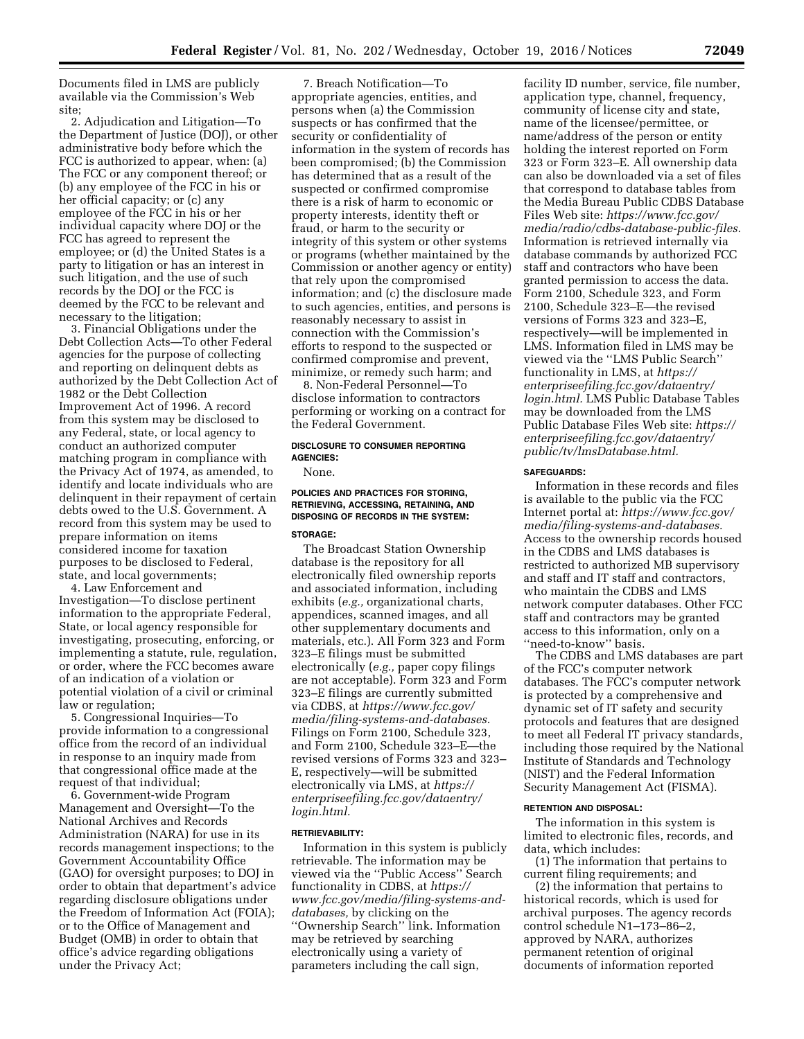Documents filed in LMS are publicly available via the Commission's Web site;

2. Adjudication and Litigation—To the Department of Justice (DOJ), or other administrative body before which the FCC is authorized to appear, when: (a) The FCC or any component thereof; or (b) any employee of the FCC in his or her official capacity; or (c) any employee of the FCC in his or her individual capacity where DOJ or the FCC has agreed to represent the employee; or (d) the United States is a party to litigation or has an interest in such litigation, and the use of such records by the DOJ or the FCC is deemed by the FCC to be relevant and necessary to the litigation;

3. Financial Obligations under the Debt Collection Acts—To other Federal agencies for the purpose of collecting and reporting on delinquent debts as authorized by the Debt Collection Act of 1982 or the Debt Collection Improvement Act of 1996. A record from this system may be disclosed to any Federal, state, or local agency to conduct an authorized computer matching program in compliance with the Privacy Act of 1974, as amended, to identify and locate individuals who are delinquent in their repayment of certain debts owed to the U.S. Government. A record from this system may be used to prepare information on items considered income for taxation purposes to be disclosed to Federal, state, and local governments;

4. Law Enforcement and Investigation—To disclose pertinent information to the appropriate Federal, State, or local agency responsible for investigating, prosecuting, enforcing, or implementing a statute, rule, regulation, or order, where the FCC becomes aware of an indication of a violation or potential violation of a civil or criminal law or regulation;

5. Congressional Inquiries—To provide information to a congressional office from the record of an individual in response to an inquiry made from that congressional office made at the request of that individual;

6. Government-wide Program Management and Oversight—To the National Archives and Records Administration (NARA) for use in its records management inspections; to the Government Accountability Office (GAO) for oversight purposes; to DOJ in order to obtain that department's advice regarding disclosure obligations under the Freedom of Information Act (FOIA); or to the Office of Management and Budget (OMB) in order to obtain that office's advice regarding obligations under the Privacy Act;

7. Breach Notification—To appropriate agencies, entities, and persons when (a) the Commission suspects or has confirmed that the security or confidentiality of information in the system of records has been compromised; (b) the Commission has determined that as a result of the suspected or confirmed compromise there is a risk of harm to economic or property interests, identity theft or fraud, or harm to the security or integrity of this system or other systems or programs (whether maintained by the Commission or another agency or entity) that rely upon the compromised information; and (c) the disclosure made to such agencies, entities, and persons is reasonably necessary to assist in connection with the Commission's efforts to respond to the suspected or confirmed compromise and prevent, minimize, or remedy such harm; and

8. Non-Federal Personnel—To disclose information to contractors performing or working on a contract for the Federal Government.

#### DISCLOSURE TO CONSUMER REPORTING AGENCIES:

None.

#### POLICIES AND PRACTICES FOR STORING, RETRIEVING, ACCESSING, RETAINING, AND DISPOSING OF RECORDS IN THE SYSTEM:

#### STORAGE:

The Broadcast Station Ownership database is the repository for all electronically filed ownership reports and associated information, including exhibits (*e.g.,* organizational charts, appendices, scanned images, and all other supplementary documents and materials, etc.). All Form 323 and Form 323–E filings must be submitted electronically (*e.g.,* paper copy filings are not acceptable). Form 323 and Form 323–E filings are currently submitted via CDBS, at *https://www.fcc.gov/media/filing-systems-and-databases.* Filings on Form 2100, Schedule 323, and Form 2100, Schedule 323–E—the revised versions of Forms 323 and 323–E, respectively—will be submitted electronically via LMS, at *https://enterprisefiling.fcc.gov/dataentry/login.html.*

#### RETRIEVABILITY:

Information in this system is publicly retrievable. The information may be viewed via the ''Public Access'' Search functionality in CDBS, at *https://www.fcc.gov/media/filing-systems-and-databases,* by clicking on the ''Ownership Search'' link. Information may be retrieved by searching electronically using a variety of parameters including the call sign, facility ID number, service, file number, application type, channel, frequency, community of license city and state, name of the licensee/permittee, or name/address of the person or entity holding the interest reported on Form 323 or Form 323–E. All ownership data can also be downloaded via a set of files that correspond to database tables from the Media Bureau Public CDBS Database Files Web site: *https://www.fcc.gov/media/radio/cdbs-database-public-files.* Information is retrieved internally via database commands by authorized FCC staff and contractors who have been granted permission to access the data. Form 2100, Schedule 323, and Form 2100, Schedule 323–E—the revised versions of Forms 323 and 323–E, respectively—will be implemented in LMS. Information filed in LMS may be viewed via the ''LMS Public Search'' functionality in LMS, at *https://enterprisefiling.fcc.gov/dataentry/login.html.* LMS Public Database Tables may be downloaded from the LMS Public Database Files Web site: *https://enterprisefiling.fcc.gov/dataentry/public/tv/lmsDatabase.html.*

#### SAFEGUARDS:

Information in these records and files is available to the public via the FCC Internet portal at: *https://www.fcc.gov/media/filing-systems-and-databases.* Access to the ownership records housed in the CDBS and LMS databases is restricted to authorized MB supervisory and staff and IT staff and contractors, who maintain the CDBS and LMS network computer databases. Other FCC staff and contractors may be granted access to this information, only on a ''need-to-know'' basis.

The CDBS and LMS databases are part of the FCC's computer network databases. The FCC's computer network is protected by a comprehensive and dynamic set of IT safety and security protocols and features that are designed to meet all Federal IT privacy standards, including those required by the National Institute of Standards and Technology (NIST) and the Federal Information Security Management Act (FISMA).

#### RETENTION AND DISPOSAL:

The information in this system is limited to electronic files, records, and data, which includes:

(1) The information that pertains to current filing requirements; and

(2) the information that pertains to historical records, which is used for archival purposes. The agency records control schedule N1–173–86–2, approved by NARA, authorizes permanent retention of original documents of information reported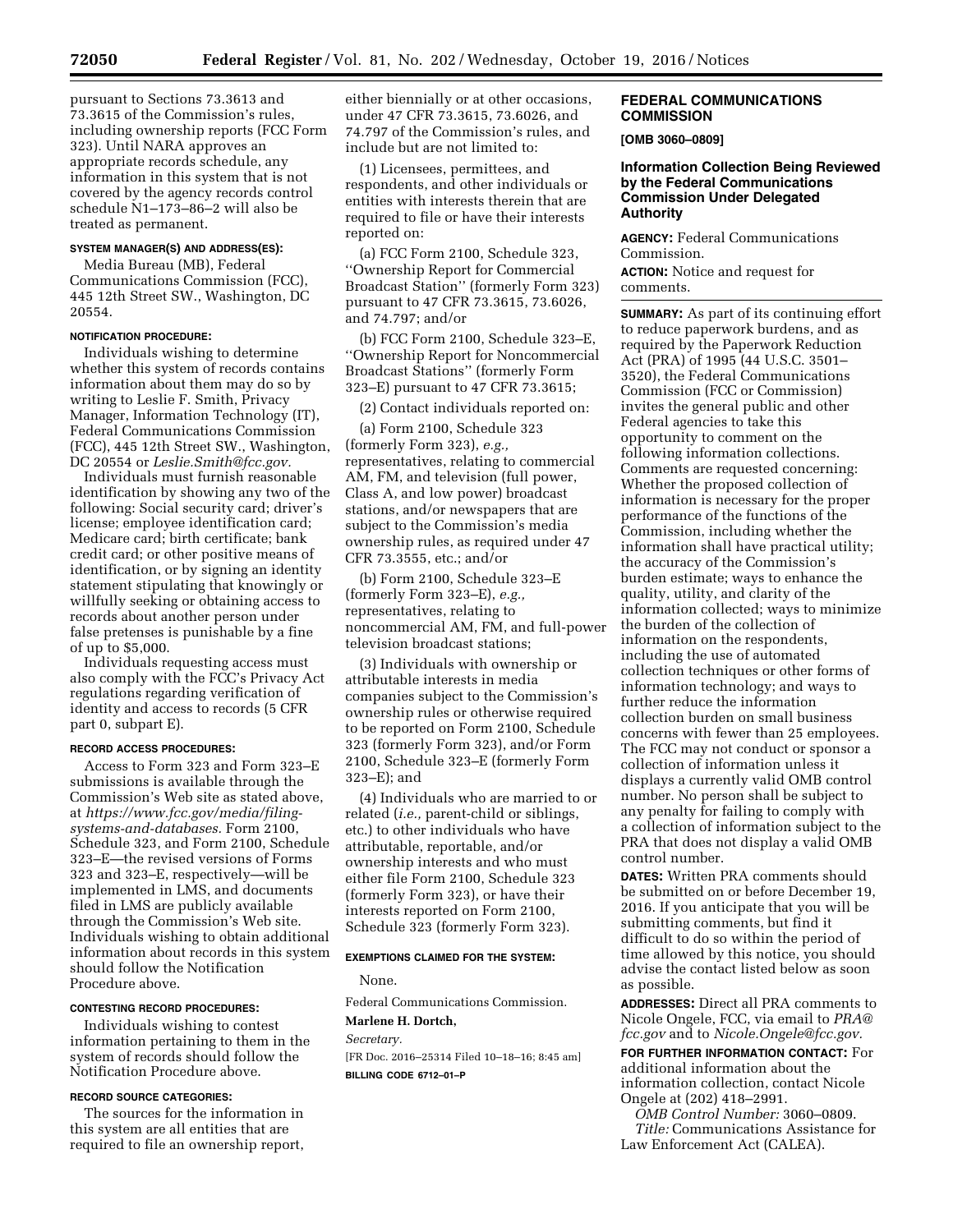pursuant to Sections 73.3613 and 73.3615 of the Commission's rules, including ownership reports (FCC Form 323). Until NARA approves an appropriate records schedule, any information in this system that is not covered by the agency records control schedule N1–173–86–2 will also be treated as permanent.

**SYSTEM MANAGER(S) AND ADDRESS(ES):**

Media Bureau (MB), Federal Communications Commission (FCC), 445 12th Street SW., Washington, DC 20554.

**NOTIFICATION PROCEDURE:**

Individuals wishing to determine whether this system of records contains information about them may do so by writing to Leslie F. Smith, Privacy Manager, Information Technology (IT), Federal Communications Commission (FCC), 445 12th Street SW., Washington, DC 20554 or *Leslie.Smith@fcc.gov.*

Individuals must furnish reasonable identification by showing any two of the following: Social security card; driver's license; employee identification card; Medicare card; birth certificate; bank credit card; or other positive means of identification, or by signing an identity statement stipulating that knowingly or willfully seeking or obtaining access to records about another person under false pretenses is punishable by a fine of up to $5,000.

Individuals requesting access must also comply with the FCC's Privacy Act regulations regarding verification of identity and access to records (5 CFR part 0, subpart E).

**RECORD ACCESS PROCEDURES:**

Access to Form 323 and Form 323–E submissions is available through the Commission's Web site as stated above, at *https://www.fcc.gov/media/filing-systems-and-databases.* Form 2100, Schedule 323, and Form 2100, Schedule 323–E—the revised versions of Forms 323 and 323–E, respectively—will be implemented in LMS, and documents filed in LMS are publicly available through the Commission's Web site. Individuals wishing to obtain additional information about records in this system should follow the Notification Procedure above.

**CONTESTING RECORD PROCEDURES:**

Individuals wishing to contest information pertaining to them in the system of records should follow the Notification Procedure above.

**RECORD SOURCE CATEGORIES:**

The sources for the information in this system are all entities that are required to file an ownership report, either biennially or at other occasions, under 47 CFR 73.3615, 73.6026, and 74.797 of the Commission's rules, and include but are not limited to:

(1) Licensees, permittees, and respondents, and other individuals or entities with interests therein that are required to file or have their interests reported on:

(a) FCC Form 2100, Schedule 323, ''Ownership Report for Commercial Broadcast Station'' (formerly Form 323) pursuant to 47 CFR 73.3615, 73.6026, and 74.797; and/or

(b) FCC Form 2100, Schedule 323–E, ''Ownership Report for Noncommercial Broadcast Stations'' (formerly Form 323–E) pursuant to 47 CFR 73.3615;

(2) Contact individuals reported on:

(a) Form 2100, Schedule 323 (formerly Form 323), *e.g.,* representatives, relating to commercial AM, FM, and television (full power, Class A, and low power) broadcast stations, and/or newspapers that are subject to the Commission's media ownership rules, as required under 47 CFR 73.3555, etc.; and/or

(b) Form 2100, Schedule 323–E (formerly Form 323–E), *e.g.,* representatives, relating to noncommercial AM, FM, and full-power television broadcast stations;

(3) Individuals with ownership or attributable interests in media companies subject to the Commission's ownership rules or otherwise required to be reported on Form 2100, Schedule 323 (formerly Form 323), and/or Form 2100, Schedule 323–E (formerly Form 323–E); and

(4) Individuals who are married to or related (*i.e.,* parent-child or siblings, etc.) to other individuals who have attributable, reportable, and/or ownership interests and who must either file Form 2100, Schedule 323 (formerly Form 323), or have their interests reported on Form 2100, Schedule 323 (formerly Form 323).

**EXEMPTIONS CLAIMED FOR THE SYSTEM:**

None.

Federal Communications Commission.

**Marlene H. Dortch,**

*Secretary.*

[FR Doc. 2016–25314 Filed 10–18–16; 8:45 am]

**BILLING CODE 6712–01–P**

## FEDERAL COMMUNICATIONS COMMISSION

**[OMB 3060–0809]**

## Information Collection Being Reviewed by the Federal Communications Commission Under Delegated Authority

**AGENCY:** Federal Communications Commission.

**ACTION:** Notice and request for comments.

**SUMMARY:** As part of its continuing effort to reduce paperwork burdens, and as required by the Paperwork Reduction Act (PRA) of 1995 (44 U.S.C. 3501–3520), the Federal Communications Commission (FCC or Commission) invites the general public and other Federal agencies to take this opportunity to comment on the following information collections. Comments are requested concerning: Whether the proposed collection of information is necessary for the proper performance of the functions of the Commission, including whether the information shall have practical utility; the accuracy of the Commission's burden estimate; ways to enhance the quality, utility, and clarity of the information collected; ways to minimize the burden of the collection of information on the respondents, including the use of automated collection techniques or other forms of information technology; and ways to further reduce the information collection burden on small business concerns with fewer than 25 employees. The FCC may not conduct or sponsor a collection of information unless it displays a currently valid OMB control number. No person shall be subject to any penalty for failing to comply with a collection of information subject to the PRA that does not display a valid OMB control number.

**DATES:** Written PRA comments should be submitted on or before December 19, 2016. If you anticipate that you will be submitting comments, but find it difficult to do so within the period of time allowed by this notice, you should advise the contact listed below as soon as possible.

**ADDRESSES:** Direct all PRA comments to Nicole Ongele, FCC, via email to *PRA@fcc.gov* and to *Nicole.Ongele@fcc.gov.*

**FOR FURTHER INFORMATION CONTACT:** For additional information about the information collection, contact Nicole Ongele at (202) 418–2991.

*OMB Control Number:* 3060–0809.

*Title:* Communications Assistance for Law Enforcement Act (CALEA).